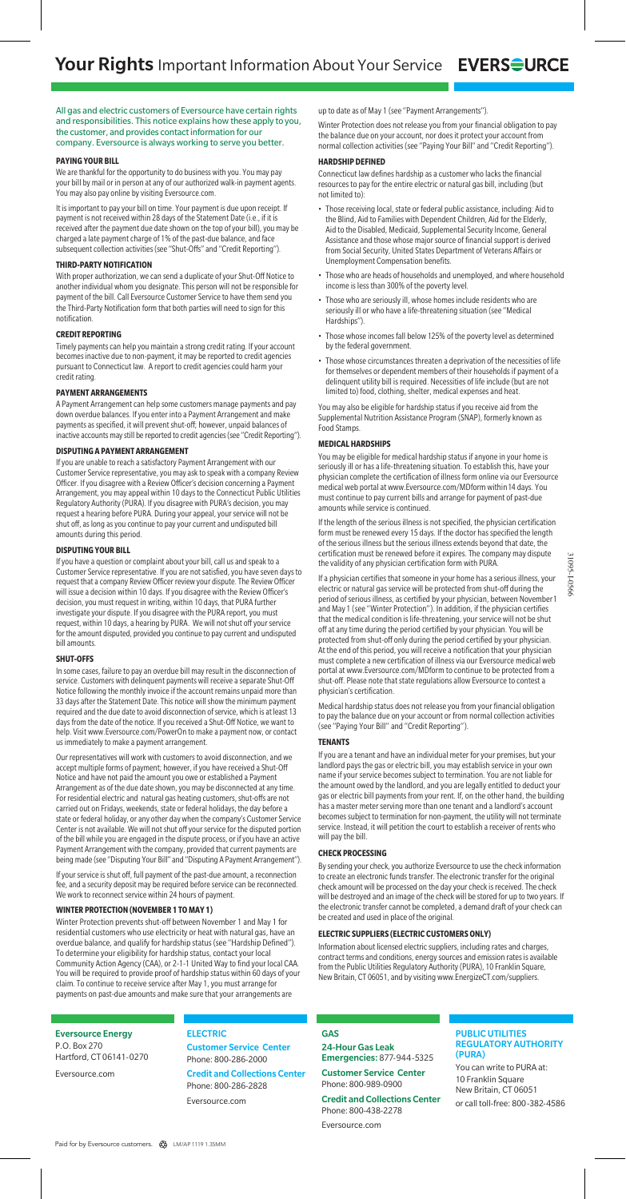# Your Rights Important Information About Your Service

EVERSOURCE

All gas and electric customers of Eversource have certain rights and responsibilities. This notice explains how these apply to you, the customer, and provides contact information for our company. Eversource is always working to serve you better.

### PAYING YOUR BILL

We are thankful for the opportunity to do business with you. You may pay your bill by mail or in person at any of our authorized walk-in payment agents. You may also pay online by visiting Eversource.com.

It is important to pay your bill on time. Your payment is due upon receipt. If payment is not received within 28 days of the Statement Date (i.e., if it is received after the payment due date shown on the top of your bill), you may be charged a late payment charge of 1% of the past-due balance, and face subsequent collection activities (see "Shut-Offs" and "Credit Reporting").

### THIRD-PARTY NOTIFICATION

With proper authorization, we can send a duplicate of your Shut-Off Notice to another individual whom you designate. This person will not be responsible for payment of the bill. Call Eversource Customer Service to have them send you the Third-Party Notification form that both parties will need to sign for this notification.

### CREDIT REPORTING

Timely payments can help you maintain a strong credit rating. If your account becomes inactive due to non-payment, it may be reported to credit agencies pursuant to Connecticut law. A report to credit agencies could harm your credit rating.

### PAYMENT ARRANGEMENTS

A Payment Arrangement can help some customers manage payments and pay down overdue balances. If you enter into a Payment Arrangement and make payments as specified, it will prevent shut-off; however, unpaid balances of inactive accounts may still be reported to credit agencies (see "Credit Reporting").

### DISPUTING A PAYMENT ARRANGEMENT

If you are unable to reach a satisfactory Payment Arrangement with our Customer Service representative, you may ask to speak with a company Review Officer. If you disagree with a Review Officer's decision concerning a Payment Arrangement, you may appeal within 10 days to the Connecticut Public Utilities Regulatory Authority (PURA). If you disagree with PURA's decision, you may request a hearing before PURA. During your appeal, your service will not be shut off, as long as you continue to pay your current and undisputed bill amounts during this period.

### DISPUTING YOUR BILL

If you have a question or complaint about your bill, call us and speak to a Customer Service representative. If you are not satisfied, you have seven days to request that a company Review Officer review your dispute. The Review Officer will issue a decision within 10 days. If you disagree with the Review Officer's decision, you must request in writing, within 10 days, that PURA further investigate your dispute. If you disagree with the PURA report, you must request, within 10 days, a hearing by PURA. We will not shut off your service for the amount disputed, provided you continue to pay current and undisputed bill amounts.

### SHUT-OFFS

In some cases, failure to pay an overdue bill may result in the disconnection of service. Customers with delinquent payments will receive a separate Shut-Off Notice following the monthly invoice if the account remains unpaid more than 33 days after the Statement Date. This notice will show the minimum payment required and the due date to avoid disconnection of service, which is at least 13 days from the date of the notice. If you received a Shut-Off Notice, we want to help. Visit www.Eversource.com/PowerOn to make a payment now, or contact us immediately to make a payment arrangement.

Our representatives will work with customers to avoid disconnection, and we accept multiple forms of payment; however, if you have received a Shut-Off Notice and have not paid the amount you owe or established a Payment Arrangement as of the due date shown, you may be disconnected at any time. For residential electric and natural gas heating customers, shut-offs are not carried out on Fridays, weekends, state or federal holidays, the day before a state or federal holiday, or any other day when the company's Customer Service Center is not available. We will not shut off your service for the disputed portion of the bill while you are engaged in the dispute process, or if you have an active Payment Arrangement with the company, provided that current payments are being made (see "Disputing Your Bill" and "Disputing A Payment Arrangement").

If your service is shut off, full payment of the past-due amount, a reconnection fee, and a security deposit may be required before service can be reconnected. We work to reconnect service within 24 hours of payment.

### WINTER PROTECTION (NOVEMBER 1 TO MAY 1)

Winter Protection prevents shut-off between November 1 and May 1 for residential customers who use electricity or heat with natural gas, have an overdue balance, and qualify for hardship status (see "Hardship Defined"). To determine your eligibility for hardship status, contact your local Community Action Agency (CAA), or 2-1-1 United Way to find your local CAA. You will be required to provide proof of hardship status within 60 days of your claim. To continue to receive service after May 1, you must arrange for payments on past-due amounts and make sure that your arrangements are up to date as of May 1 (see "Payment Arrangements").

Winter Protection does not release you from your financial obligation to pay the balance due on your account, nor does it protect your account from normal collection activities (see "Paying Your Bill" and "Credit Reporting").

### HARDSHIP DEFINED

Connecticut law defines hardship as a customer who lacks the financial resources to pay for the entire electric or natural gas bill, including (but not limited to):

- Those receiving local, state or federal public assistance, including: Aid to the Blind, Aid to Families with Dependent Children, Aid for the Elderly, Aid to the Disabled, Medicaid, Supplemental Security Income, General Assistance and those whose major source of financial support is derived from Social Security, United States Department of Veterans Affairs or Unemployment Compensation benefits.
- Those who are heads of households and unemployed, and where household income is less than 300% of the poverty level.
- Those who are seriously ill, whose homes include residents who are seriously ill or who have a life-threatening situation (see "Medical Hardships").
- Those whose incomes fall below 125% of the poverty level as determined by the federal government.
- Those whose circumstances threaten a deprivation of the necessities of life for themselves or dependent members of their households if payment of a delinquent utility bill is required. Necessities of life include (but are not limited to) food, clothing, shelter, medical expenses and heat.

You may also be eligible for hardship status if you receive aid from the Supplemental Nutrition Assistance Program (SNAP), formerly known as Food Stamps.

### MEDICAL HARDSHIPS

You may be eligible for medical hardship status if anyone in your home is seriously ill or has a life-threatening situation. To establish this, have your physician complete the certification of illness form online via our Eversource medical web portal at www.Eversource.com/MDform within 14 days. You must continue to pay current bills and arrange for payment of past-due amounts while service is continued.

If the length of the serious illness is not specified, the physician certification form must be renewed every 15 days. If the doctor has specified the length of the serious illness but the serious illness extends beyond that date, the certification must be renewed before it expires. The company may dispute the validity of any physician certification form with PURA.

If a physician certifies that someone in your home has a serious illness, your electric or natural gas service will be protected from shut-off during the period of serious illness, as certified by your physician, between November 1 and May 1 (see "Winter Protection"). In addition, if the physician certifies that the medical condition is life-threatening, your service will not be shut off at any time during the period certified by your physician. You will be protected from shut-off only during the period certified by your physician. At the end of this period, you will receive a notification that your physician must complete a new certification of illness via our Eversource medical web portal at www.Eversource.com/MDform to continue to be protected from a shut-off. Please note that state regulations allow Eversource to contest a physician's certification.

Medical hardship status does not release you from your financial obligation to pay the balance due on your account or from normal collection activities (see "Paying Your Bill" and "Credit Reporting").

### TENANTS

If you are a tenant and have an individual meter for your premises, but your landlord pays the gas or electric bill, you may establish service in your own name if your service becomes subject to termination. You are not liable for the amount owed by the landlord, and you are legally entitled to deduct your gas or electric bill payments from your rent. If, on the other hand, the building has a master meter serving more than one tenant and a landlord's account becomes subject to termination for non-payment, the utility will not terminate service. Instead, it will petition the court to establish a receiver of rents who will pay the bill.

### CHECK PROCESSING

By sending your check, you authorize Eversource to use the check information to create an electronic funds transfer. The electronic transfer for the original check amount will be processed on the day your check is received. The check will be destroyed and an image of the check will be stored for up to two years. If the electronic transfer cannot be completed, a demand draft of your check can be created and used in place of the original.

### ELECTRIC SUPPLIERS (ELECTRIC CUSTOMERS ONLY)

Information about licensed electric suppliers, including rates and charges, contract terms and conditions, energy sources and emission rates is available from the Public Utilities Regulatory Authority (PURA), 10 Franklin Square, New Britain, CT 06051, and by visiting www.EnergizeCT.com/suppliers.

31095-L0566

---

**Eversource Energy**
P.O. Box 270
Hartford, CT 06141-0270
Eversource.com

**ELECTRIC**
**Customer Service Center**
Phone: 800-286-2000
**Credit and Collections Center**
Phone: 800-286-2828
Eversource.com

**GAS**
**24-Hour Gas Leak Emergencies:** 877-944-5325
**Customer Service Center**
Phone: 800-989-0900
**Credit and Collections Center**
Phone: 800-438-2278
Eversource.com

**PUBLIC UTILITIES REGULATORY AUTHORITY (PURA)**
You can write to PURA at:
10 Franklin Square
New Britain, CT 06051
or call toll-free: 800-382-4586

Paid for by Eversource customers. LM/AP 1119 1.35MM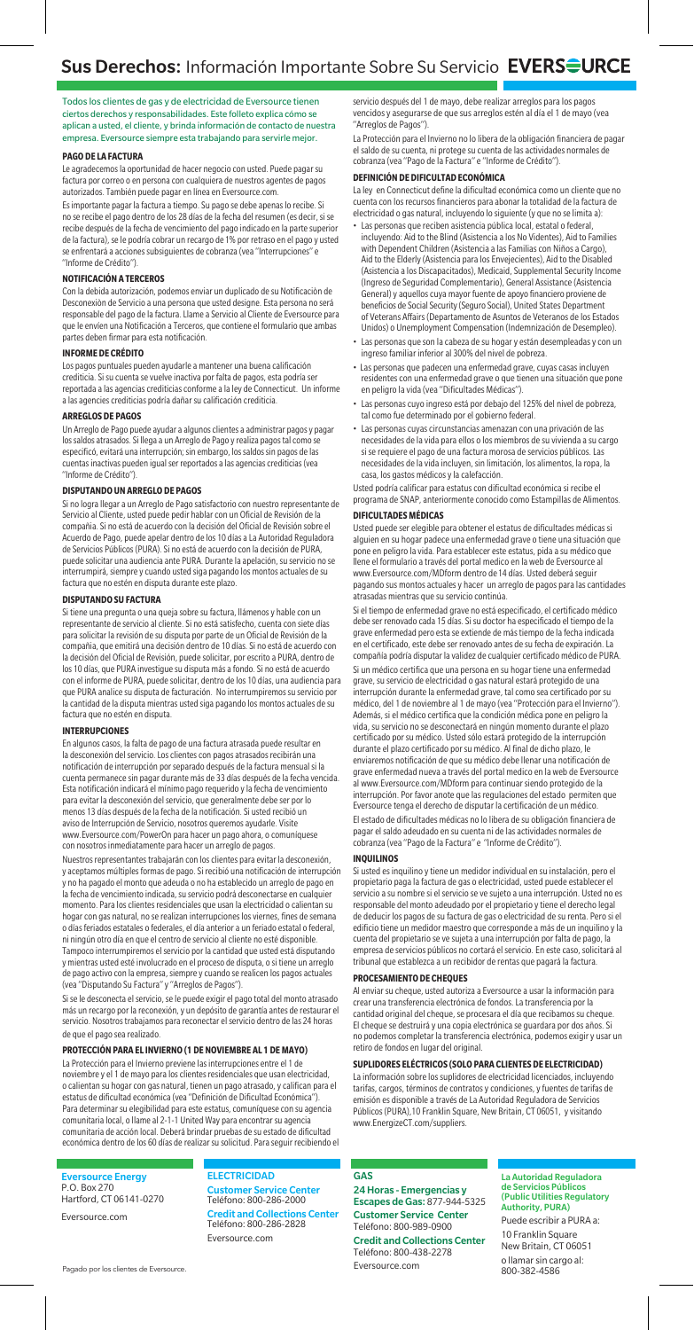# Sus Derechos: Información Importante Sobre Su Servicio EVERSOURCE

Todos los clientes de gas y de electricidad de Eversource tienen ciertos derechos y responsabilidades. Este folleto explica cómo se aplican a usted, el cliente, y brinda información de contacto de nuestra empresa. Eversource siempre esta trabajando para servirle mejor.

**PAGO DE LA FACTURA**

Le agradecemos la oportunidad de hacer negocio con usted. Puede pagar su factura por correo o en persona con cualquiera de nuestros agentes de pagos autorizados. También puede pagar en línea en Eversource.com.

Es importante pagar la factura a tiempo. Su pago se debe apenas lo recibe. Si no se recibe el pago dentro de los 28 días de la fecha del resumen (es decir, si se recibe después de la fecha de vencimiento del pago indicado en la parte superior de la factura), se le podría cobrar un recargo de 1% por retraso en el pago y usted se enfrentará a acciones subsiguientes de cobranza (vea "Interrupciones" e "Informe de Crédito").

**NOTIFICACIÓN A TERCEROS**

Con la debida autorización, podemos enviar un duplicado de su Notificación de Desconexión de Servicio a una persona que usted designe. Esta persona no será responsable del pago de la factura. Llame a Servicio al Cliente de Eversource para que le envíen una Notificación a Terceros, que contiene el formulario que ambas partes deben firmar para esta notificación.

**INFORME DE CRÉDITO**

Los pagos puntuales pueden ayudarle a mantener una buena calificación crediticia. Si su cuenta se vuelve inactiva por falta de pagos, esta podría ser reportada a las agencias crediticias conforme a la ley de Connecticut. Un informe a las agencias crediticias podría dañar su calificación crediticia.

**ARREGLOS DE PAGOS**

Un Arreglo de Pago puede ayudar a algunos clientes a administrar pagos y pagar los saldos atrasados. Si llega a un Arreglo de Pago y realiza pagos tal como se especificó, evitará una interrupción; sin embargo, los saldos sin pagos de las cuentas inactivas pueden igual ser reportados a las agencias crediticias (vea "Informe de Crédito").

**DISPUTANDO UN ARREGLO DE PAGOS**

Si no logra llegar a un Arreglo de Pago satisfactorio con nuestro representante de Servicio al Cliente, usted puede pedir hablar con un Oficial de Revisión de la compañía. Si no está de acuerdo con la decisión del Oficial de Revisión sobre el Acuerdo de Pago, puede apelar dentro de los 10 días a La Autoridad Reguladora de Servicios Públicos (PURA). Si no está de acuerdo con la decisión de PURA, puede solicitar una audiencia ante PURA. Durante la apelación, su servicio no se interrumpirá, siempre y cuando usted siga pagando los montos actuales de su factura que no estén en disputa durante este plazo.

**DISPUTANDO SU FACTURA**

Si tiene una pregunta o una queja sobre su factura, llámenos y hable con un representante de servicio al cliente. Si no está satisfecho, cuenta con siete días para solicitar la revisión de su disputa por parte de un Oficial de Revisión de la compañía, que emitirá una decisión dentro de 10 días. Si no está de acuerdo con la decisión del Oficial de Revisión, puede solicitar, por escrito a PURA, dentro de los 10 días, que PURA investigue su disputa más a fondo. Si no está de acuerdo con el informe de PURA, puede solicitar, dentro de los 10 días, una audiencia para que PURA analice su disputa de facturación. No interrumpiremos su servicio por la cantidad de la disputa mientras usted siga pagando los montos actuales de su factura que no estén en disputa.

**INTERRUPCIONES**

En algunos casos, la falta de pago de una factura atrasada puede resultar en la desconexión del servicio. Los clientes con pagos atrasados recibirán una notificación de interrupción por separado después de la factura mensual si la cuenta permanece sin pagar durante más de 33 días después de la fecha vencida. Esta notificación indicará el mínimo pago requerido y la fecha de vencimiento para evitar la desconexión del servicio, que generalmente debe ser por lo menos 13 días después de la fecha de la notificación. Si usted recibió un aviso de Interrupción de Servicio, nosotros queremos ayudarle. Visite www.Eversource.com/PowerOn para hacer un pago ahora, o comuníquese con nosotros inmediatamente para hacer un arreglo de pagos.

Nuestros representantes trabajarán con los clientes para evitar la desconexión, y aceptamos múltiples formas de pago. Si recibió una notificación de interrupción y no ha pagado el monto que adeuda o no ha establecido un arreglo de pago en la fecha de vencimiento indicada, su servicio podrá desconectarse en cualquier momento. Para los clientes residenciales que usan la electricidad o calientan su hogar con gas natural, no se realizan interrupciones los viernes, fines de semana o días feriados estatales o federales, el día anterior a un feriado estatal o federal, ni ningún otro día en que el centro de servicio al cliente no esté disponible. Tampoco interrumpiremos el servicio por la cantidad que usted está disputando y mientras usted esté involucrado en el proceso de disputa, o si tiene un arreglo de pago activo con la empresa, siempre y cuando se realicen los pagos actuales (vea "Disputando Su Factura" y "Arreglos de Pagos").

Si se le desconecta el servicio, se le puede exigir el pago total del monto atrasado más un recargo por la reconexión, y un depósito de garantía antes de restaurar el servicio. Nosotros trabajamos para reconectar el servicio dentro de las 24 horas de que el pago sea realizado.

**PROTECCIÓN PARA EL INVIERNO (1 DE NOVIEMBRE AL 1 DE MAYO)**

La Protección para el Invierno previene las interrupciones entre el 1 de noviembre y el 1 de mayo para los clientes residenciales que usan electricidad, o calientan su hogar con gas natural, tienen un pago atrasado, y califican para el estatus de dificultad económica (vea "Definición de Dificultad Económica"). Para determinar su elegibilidad para este estatus, comuníquese con su agencia comunitaria local, o llame al 2-1-1 United Way para encontrar su agencia comunitaria de acción local. Deberá brindar pruebas de su estado de dificultad económica dentro de los 60 días de realizar su solicitud. Para seguir recibiendo el servicio después del 1 de mayo, debe realizar arreglos para los pagos vencidos y asegurarse de que sus arreglos estén al día el 1 de mayo (vea "Arreglos de Pagos").

La Protección para el Invierno no lo libera de la obligación financiera de pagar el saldo de su cuenta, ni protege su cuenta de las actividades normales de cobranza (vea "Pago de la Factura" e "Informe de Crédito").

**DEFINICIÓN DE DIFICULTAD ECONÓMICA**

La ley en Connecticut define la dificultad económica como un cliente que no cuenta con los recursos financieros para abonar la totalidad de la factura de electricidad o gas natural, incluyendo lo siguiente (y que no se limita a):

- Las personas que reciben asistencia pública local, estatal o federal, incluyendo: Aid to the Blind (Asistencia a los No Videntes), Aid to Families with Dependent Children (Asistencia a las Familias con Niños a Cargo), Aid to the Elderly (Asistencia para los Envejecientes), Aid to the Disabled (Asistencia a los Discapacitados), Medicaid, Supplemental Security Income (Ingreso de Seguridad Complementario), General Assistance (Asistencia General) y aquellos cuya mayor fuente de apoyo financiero proviene de beneficios de Social Security (Seguro Social), United States Department of Veterans Affairs (Departamento de Asuntos de Veteranos de los Estados Unidos) o Unemployment Compensation (Indemnización de Desempleo).
- Las personas que son la cabeza de su hogar y están desempleadas y con un ingreso familiar inferior al 300% del nivel de pobreza.
- Las personas que padecen una enfermedad grave, cuyas casas incluyen residentes con una enfermedad grave o que tienen una situación que pone en peligro la vida (vea "Dificultades Médicas").
- Las personas cuyo ingreso está por debajo del 125% del nivel de pobreza, tal como fue determinado por el gobierno federal.
- Las personas cuyas circunstancias amenazan con una privación de las necesidades de la vida para ellos o los miembros de su vivienda a su cargo si se requiere el pago de una factura morosa de servicios públicos. Las necesidades de la vida incluyen, sin limitación, los alimentos, la ropa, la casa, los gastos médicos y la calefacción.

Usted podría calificar para estatus con dificultad económica si recibe el programa de SNAP, anteriormente conocido como Estampillas de Alimentos.

**DIFICULTADES MÉDICAS**

Usted puede ser elegible para obtener el estatus de dificultades médicas si alguien en su hogar padece una enfermedad grave o tiene una situación que pone en peligro la vida. Para establecer este estatus, pida a su médico que llene el formulario a través del portal medico en la web de Eversource al www.Eversource.com/MDform dentro de 14 días. Usted deberá seguir pagando sus montos actuales y hacer un arreglo de pagos para las cantidades atrasadas mientras que su servicio continúa.

Si el tiempo de enfermedad grave no está especificado, el certificado médico debe ser renovado cada 15 días. Si su doctor ha especificado el tiempo de la grave enfermedad pero esta se extiende de más tiempo de la fecha indicada en el certificado, este debe ser renovado antes de su fecha de expiración. La compañía podría disputar la validez de cualquier certificado médico de PURA.

Si un médico certifica que una persona en su hogar tiene una enfermedad grave, su servicio de electricidad o gas natural estará protegido de una interrupción durante la enfermedad grave, tal como sea certificado por su médico, del 1 de noviembre al 1 de mayo (vea "Protección para el Invierno"). Además, si el médico certifica que la condición médica pone en peligro la vida, su servicio no se desconectará en ningún momento durante el plazo certificado por su médico. Usted sólo estará protegido de la interrupción durante el plazo certificado por su médico. Al final de dicho plazo, le enviaremos notificación de que su médico debe llenar una notificación de grave enfermedad nueva a través del portal medico en la web de Eversource al www.Eversource.com/MDform para continuar siendo protegido de la interrupción. Por favor anote que las regulaciones del estado permiten que Eversource tenga el derecho de disputar la certificación de un médico.

El estado de dificultades médicas no lo libera de su obligación financiera de pagar el saldo adeudado en su cuenta ni de las actividades normales de cobranza (vea "Pago de la Factura" e "Informe de Crédito").

**INQUILINOS**

Si usted es inquilino y tiene un medidor individual en su instalación, pero el propietario paga la factura de gas o electricidad, usted puede establecer el servicio a su nombre si el servicio se ve sujeto a una interrupción. Usted no es responsable del monto adeudado por el propietario y tiene el derecho legal de deducir los pagos de su factura de gas o electricidad de su renta. Pero si el edificio tiene un medidor maestro que corresponde a más de un inquilino y la cuenta del propietario se ve sujeta a una interrupción por falta de pago, la empresa de servicios públicos no cortará el servicio. En este caso, solicitará al tribunal que establezca a un recibidor de rentas que pagará la factura.

**PROCESAMIENTO DE CHEQUES**

Al enviar su cheque, usted autoriza a Eversource a usar la información para crear una transferencia electrónica de fondos. La transferencia por la cantidad original del cheque, se procesara el día que recibamos su cheque. El cheque se destruirá y una copia electrónica se guardara por dos años. Si no podemos completar la transferencia electrónica, podemos exigir y usar un retiro de fondos en lugar del original.

**SUPLIDORES ELÉCTRICOS (SOLO PARA CLIENTES DE ELECTRICIDAD)**

La información sobre los suplidores de electricidad licenciados, incluyendo tarifas, cargos, términos de contratos y condiciones, y fuentes de tarifas de emisión es disponible a través de La Autoridad Reguladora de Servicios Públicos (PURA),10 Franklin Square, New Britain, CT 06051, y visitando www.EnergizeCT.com/suppliers.

**Eversource Energy**
P.O. Box 270
Hartford, CT 06141-0270
Eversource.com

**ELECTRICIDAD**
**Customer Service Center**
Teléfono: 800-286-2000
**Credit and Collections Center**
Teléfono: 800-286-2828
Eversource.com

**GAS**
**24 Horas - Emergencias y Escapes de Gas:** 877-944-5325
**Customer Service Center**
Teléfono: 800-989-0900
**Credit and Collections Center**
Teléfono: 800-438-2278
Eversource.com

**La Autoridad Reguladora de Servicios Públicos (Public Utilities Regulatory Authority, PURA)**
Puede escribir a PURA a:
10 Franklin Square
New Britain, CT 06051
o llamar sin cargo al:
800-382-4586

Pagado por los clientes de Eversource.